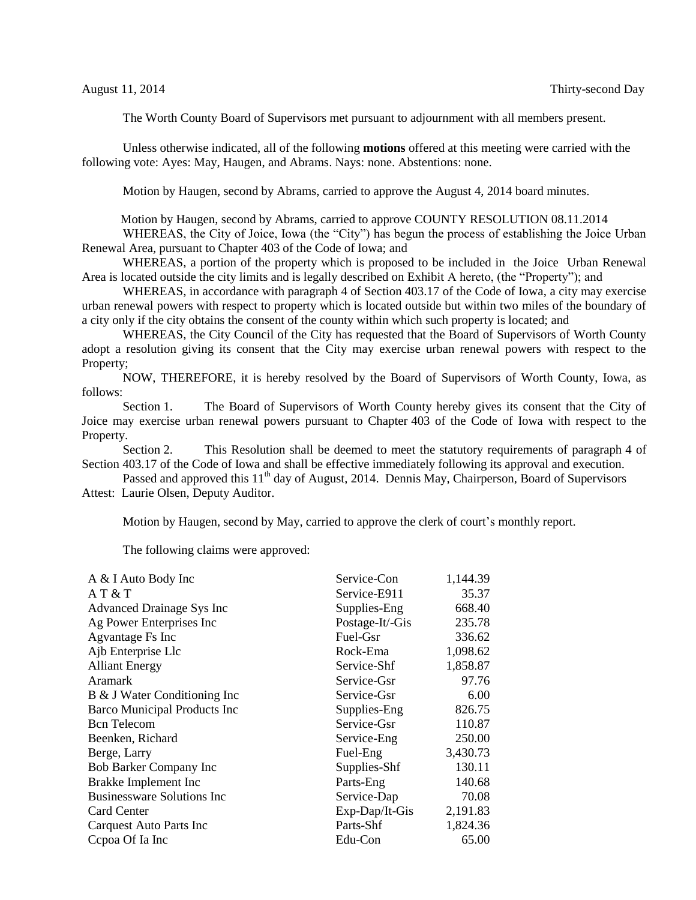August 11, 2014 Thirty-second Day

The Worth County Board of Supervisors met pursuant to adjournment with all members present.

Unless otherwise indicated, all of the following **motions** offered at this meeting were carried with the following vote: Ayes: May, Haugen, and Abrams. Nays: none. Abstentions: none.

Motion by Haugen, second by Abrams, carried to approve the August 4, 2014 board minutes.

Motion by Haugen, second by Abrams, carried to approve COUNTY RESOLUTION 08.11.2014

WHEREAS, the City of Joice, Iowa (the "City") has begun the process of establishing the Joice Urban Renewal Area, pursuant to Chapter 403 of the Code of Iowa; and

WHEREAS, a portion of the property which is proposed to be included in the Joice Urban Renewal Area is located outside the city limits and is legally described on Exhibit A hereto, (the "Property"); and

WHEREAS, in accordance with paragraph 4 of Section 403.17 of the Code of Iowa, a city may exercise urban renewal powers with respect to property which is located outside but within two miles of the boundary of a city only if the city obtains the consent of the county within which such property is located; and

WHEREAS, the City Council of the City has requested that the Board of Supervisors of Worth County adopt a resolution giving its consent that the City may exercise urban renewal powers with respect to the Property;

NOW, THEREFORE, it is hereby resolved by the Board of Supervisors of Worth County, Iowa, as follows:

Section 1. The Board of Supervisors of Worth County hereby gives its consent that the City of Joice may exercise urban renewal powers pursuant to Chapter 403 of the Code of Iowa with respect to the Property.

Section 2. This Resolution shall be deemed to meet the statutory requirements of paragraph 4 of Section 403.17 of the Code of Iowa and shall be effective immediately following its approval and execution.

Passed and approved this 11th day of August, 2014. Dennis May, Chairperson, Board of Supervisors Attest: Laurie Olsen, Deputy Auditor.

Motion by Haugen, second by May, carried to approve the clerk of court's monthly report.

The following claims were approved:

| | | |
|---|---|---|
| A & I Auto Body Inc | Service-Con | 1,144.39 |
| A T & T | Service-E911 | 35.37 |
| Advanced Drainage Sys Inc | Supplies-Eng | 668.40 |
| Ag Power Enterprises Inc | Postage-It/-Gis | 235.78 |
| Agvantage Fs Inc | Fuel-Gsr | 336.62 |
| Ajb Enterprise Llc | Rock-Ema | 1,098.62 |
| Alliant Energy | Service-Shf | 1,858.87 |
| Aramark | Service-Gsr | 97.76 |
| B & J Water Conditioning Inc | Service-Gsr | 6.00 |
| Barco Municipal Products Inc | Supplies-Eng | 826.75 |
| Bcn Telecom | Service-Gsr | 110.87 |
| Beenken, Richard | Service-Eng | 250.00 |
| Berge, Larry | Fuel-Eng | 3,430.73 |
| Bob Barker Company Inc | Supplies-Shf | 130.11 |
| Brakke Implement Inc | Parts-Eng | 140.68 |
| Businessware Solutions Inc | Service-Dap | 70.08 |
| Card Center | Exp-Dap/It-Gis | 2,191.83 |
| Carquest Auto Parts Inc | Parts-Shf | 1,824.36 |
| Ccpoa Of Ia Inc | Edu-Con | 65.00 |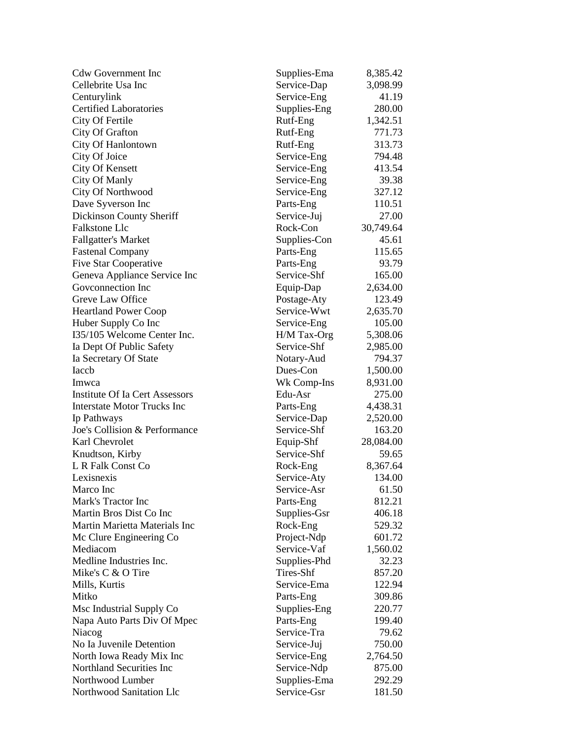| | | |
|---|---|---|
| Cdw Government Inc | Supplies-Ema | 8,385.42 |
| Cellebrite Usa Inc | Service-Dap | 3,098.99 |
| Centurylink | Service-Eng | 41.19 |
| Certified Laboratories | Supplies-Eng | 280.00 |
| City Of Fertile | Rutf-Eng | 1,342.51 |
| City Of Grafton | Rutf-Eng | 771.73 |
| City Of Hanlontown | Rutf-Eng | 313.73 |
| City Of Joice | Service-Eng | 794.48 |
| City Of Kensett | Service-Eng | 413.54 |
| City Of Manly | Service-Eng | 39.38 |
| City Of Northwood | Service-Eng | 327.12 |
| Dave Syverson Inc | Parts-Eng | 110.51 |
| Dickinson County Sheriff | Service-Juj | 27.00 |
| Falkstone Llc | Rock-Con | 30,749.64 |
| Fallgatter's Market | Supplies-Con | 45.61 |
| Fastenal Company | Parts-Eng | 115.65 |
| Five Star Cooperative | Parts-Eng | 93.79 |
| Geneva Appliance Service Inc | Service-Shf | 165.00 |
| Govconnection Inc | Equip-Dap | 2,634.00 |
| Greve Law Office | Postage-Aty | 123.49 |
| Heartland Power Coop | Service-Wwt | 2,635.70 |
| Huber Supply Co Inc | Service-Eng | 105.00 |
| I35/105 Welcome Center Inc. | H/M Tax-Org | 5,308.06 |
| Ia Dept Of Public Safety | Service-Shf | 2,985.00 |
| Ia Secretary Of State | Notary-Aud | 794.37 |
| Iaccb | Dues-Con | 1,500.00 |
| Imwca | Wk Comp-Ins | 8,931.00 |
| Institute Of Ia Cert Assessors | Edu-Asr | 275.00 |
| Interstate Motor Trucks Inc | Parts-Eng | 4,438.31 |
| Ip Pathways | Service-Dap | 2,520.00 |
| Joe's Collision & Performance | Service-Shf | 163.20 |
| Karl Chevrolet | Equip-Shf | 28,084.00 |
| Knudtson, Kirby | Service-Shf | 59.65 |
| L R Falk Const Co | Rock-Eng | 8,367.64 |
| Lexisnexis | Service-Aty | 134.00 |
| Marco Inc | Service-Asr | 61.50 |
| Mark's Tractor Inc | Parts-Eng | 812.21 |
| Martin Bros Dist Co Inc | Supplies-Gsr | 406.18 |
| Martin Marietta Materials Inc | Rock-Eng | 529.32 |
| Mc Clure Engineering Co | Project-Ndp | 601.72 |
| Mediacom | Service-Vaf | 1,560.02 |
| Medline Industries Inc. | Supplies-Phd | 32.23 |
| Mike's C & O Tire | Tires-Shf | 857.20 |
| Mills, Kurtis | Service-Ema | 122.94 |
| Mitko | Parts-Eng | 309.86 |
| Msc Industrial Supply Co | Supplies-Eng | 220.77 |
| Napa Auto Parts Div Of Mpec | Parts-Eng | 199.40 |
| Niacog | Service-Tra | 79.62 |
| No Ia Juvenile Detention | Service-Juj | 750.00 |
| North Iowa Ready Mix Inc | Service-Eng | 2,764.50 |
| Northland Securities Inc | Service-Ndp | 875.00 |
| Northwood Lumber | Supplies-Ema | 292.29 |
| Northwood Sanitation Llc | Service-Gsr | 181.50 |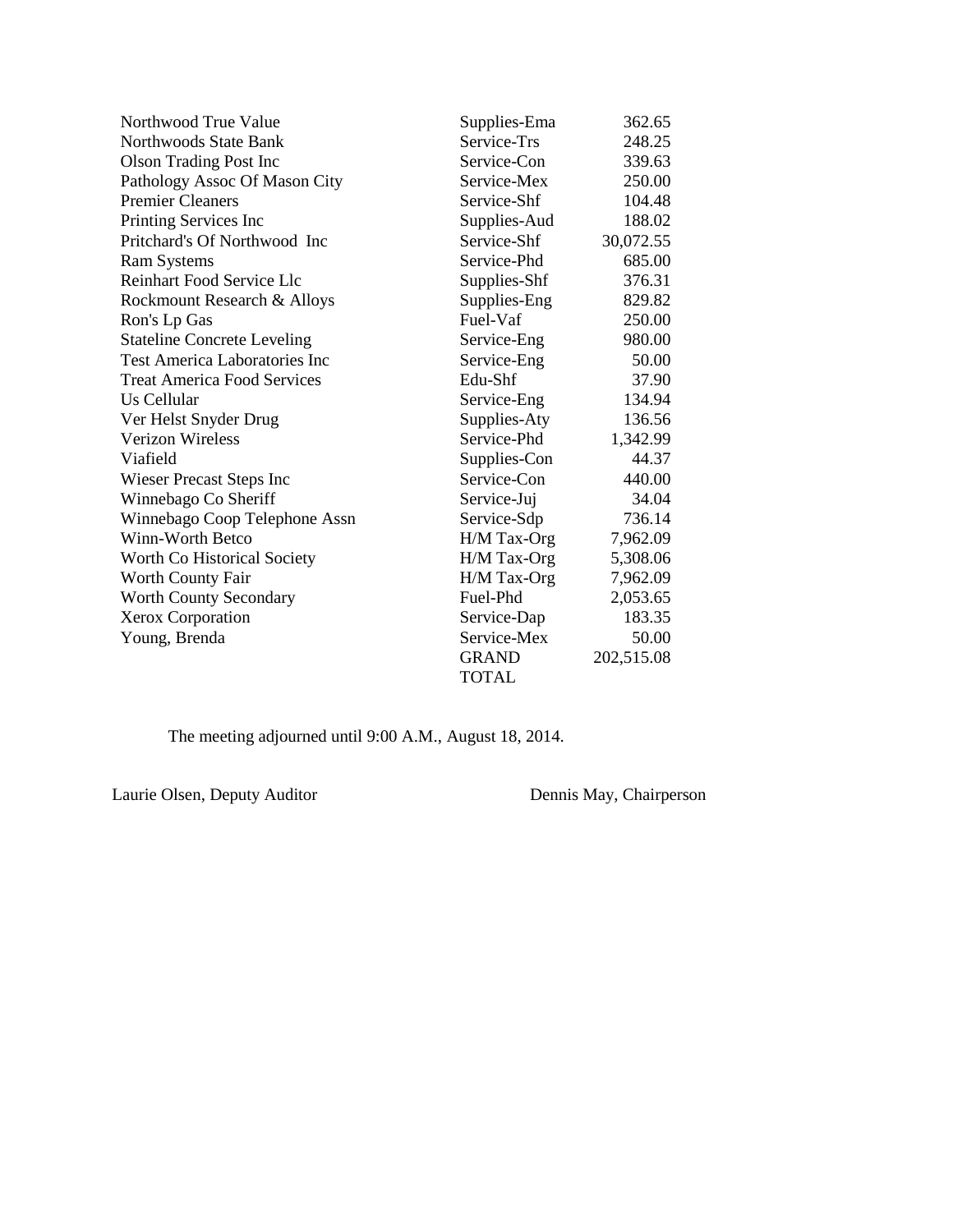| | | |
|---|---|---|
| Northwood True Value | Supplies-Ema | 362.65 |
| Northwoods State Bank | Service-Trs | 248.25 |
| Olson Trading Post Inc | Service-Con | 339.63 |
| Pathology Assoc Of Mason City | Service-Mex | 250.00 |
| Premier Cleaners | Service-Shf | 104.48 |
| Printing Services Inc | Supplies-Aud | 188.02 |
| Pritchard's Of Northwood Inc | Service-Shf | 30,072.55 |
| Ram Systems | Service-Phd | 685.00 |
| Reinhart Food Service Llc | Supplies-Shf | 376.31 |
| Rockmount Research & Alloys | Supplies-Eng | 829.82 |
| Ron's Lp Gas | Fuel-Vaf | 250.00 |
| Stateline Concrete Leveling | Service-Eng | 980.00 |
| Test America Laboratories Inc | Service-Eng | 50.00 |
| Treat America Food Services | Edu-Shf | 37.90 |
| Us Cellular | Service-Eng | 134.94 |
| Ver Helst Snyder Drug | Supplies-Aty | 136.56 |
| Verizon Wireless | Service-Phd | 1,342.99 |
| Viafield | Supplies-Con | 44.37 |
| Wieser Precast Steps Inc | Service-Con | 440.00 |
| Winnebago Co Sheriff | Service-Juj | 34.04 |
| Winnebago Coop Telephone Assn | Service-Sdp | 736.14 |
| Winn-Worth Betco | H/M Tax-Org | 7,962.09 |
| Worth Co Historical Society | H/M Tax-Org | 5,308.06 |
| Worth County Fair | H/M Tax-Org | 7,962.09 |
| Worth County Secondary | Fuel-Phd | 2,053.65 |
| Xerox Corporation | Service-Dap | 183.35 |
| Young, Brenda | Service-Mex | 50.00 |
| | GRAND TOTAL | 202,515.08 |

The meeting adjourned until 9:00 A.M., August 18, 2014.

Laurie Olsen, Deputy Auditor

Dennis May, Chairperson